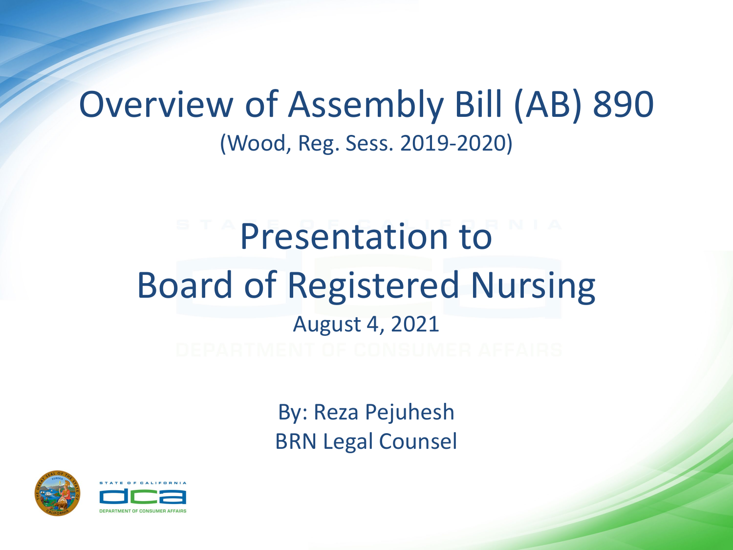# Overview of Assembly Bill (AB) 890

(Wood, Reg. Sess. 2019-2020)

## Presentation to Board of Registered Nursing

August 4, 2021

By: Reza Pejuhesh
BRN Legal Counsel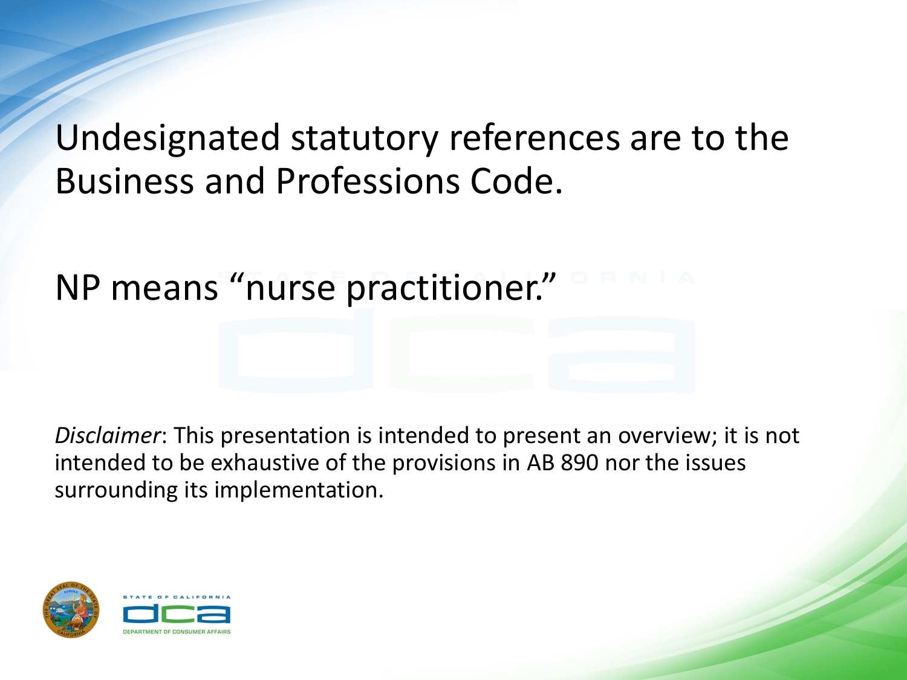Undesignated statutory references are to the Business and Professions Code.

NP means "nurse practitioner."

*Disclaimer*: This presentation is intended to present an overview; it is not intended to be exhaustive of the provisions in AB 890 nor the issues surrounding its implementation.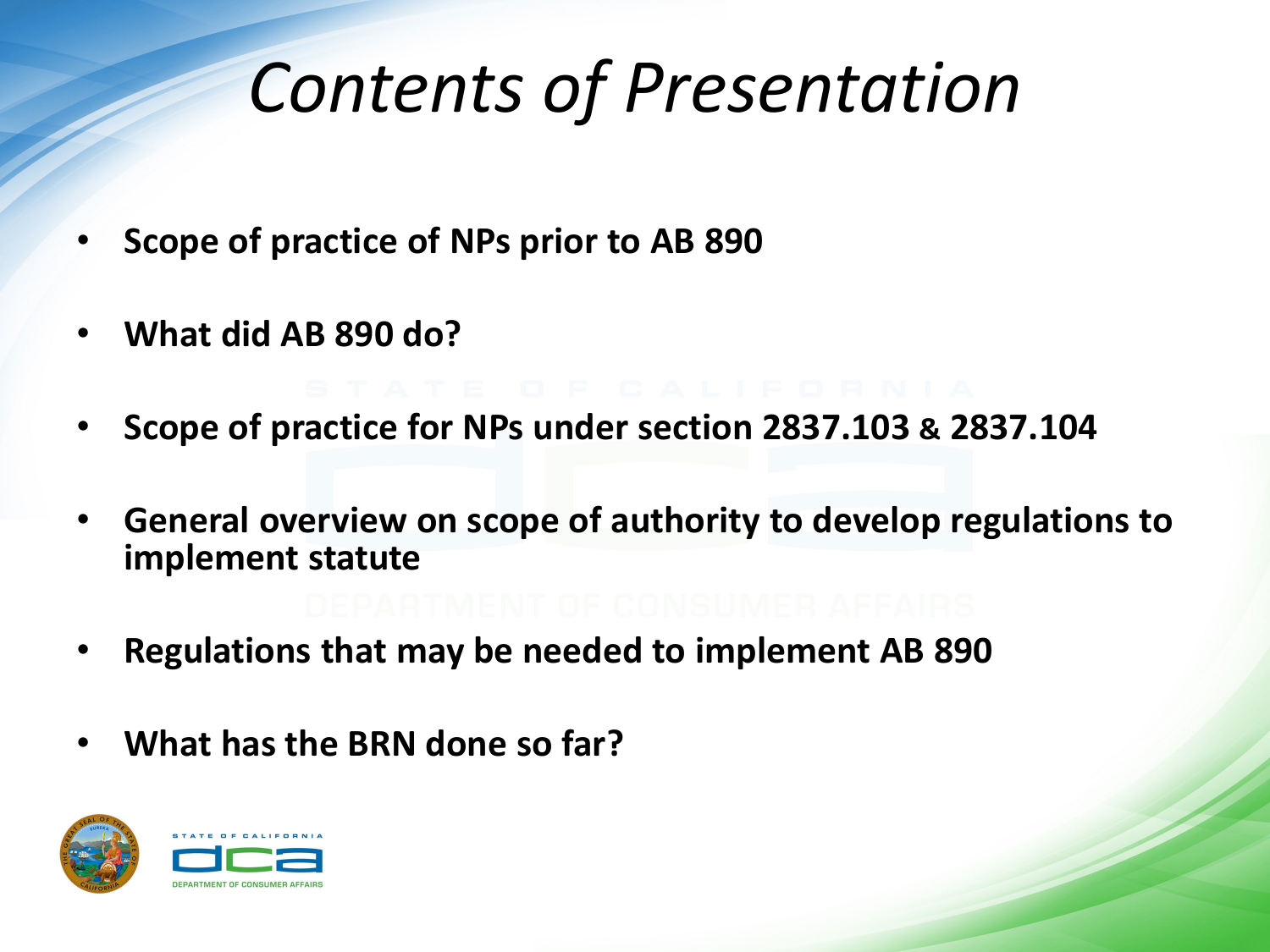# *Contents of Presentation*

- **Scope of practice of NPs prior to AB 890**
- **What did AB 890 do?**
- **Scope of practice for NPs under section 2837.103 & 2837.104**
- **General overview on scope of authority to develop regulations to implement statute**
- **Regulations that may be needed to implement AB 890**
- **What has the BRN done so far?**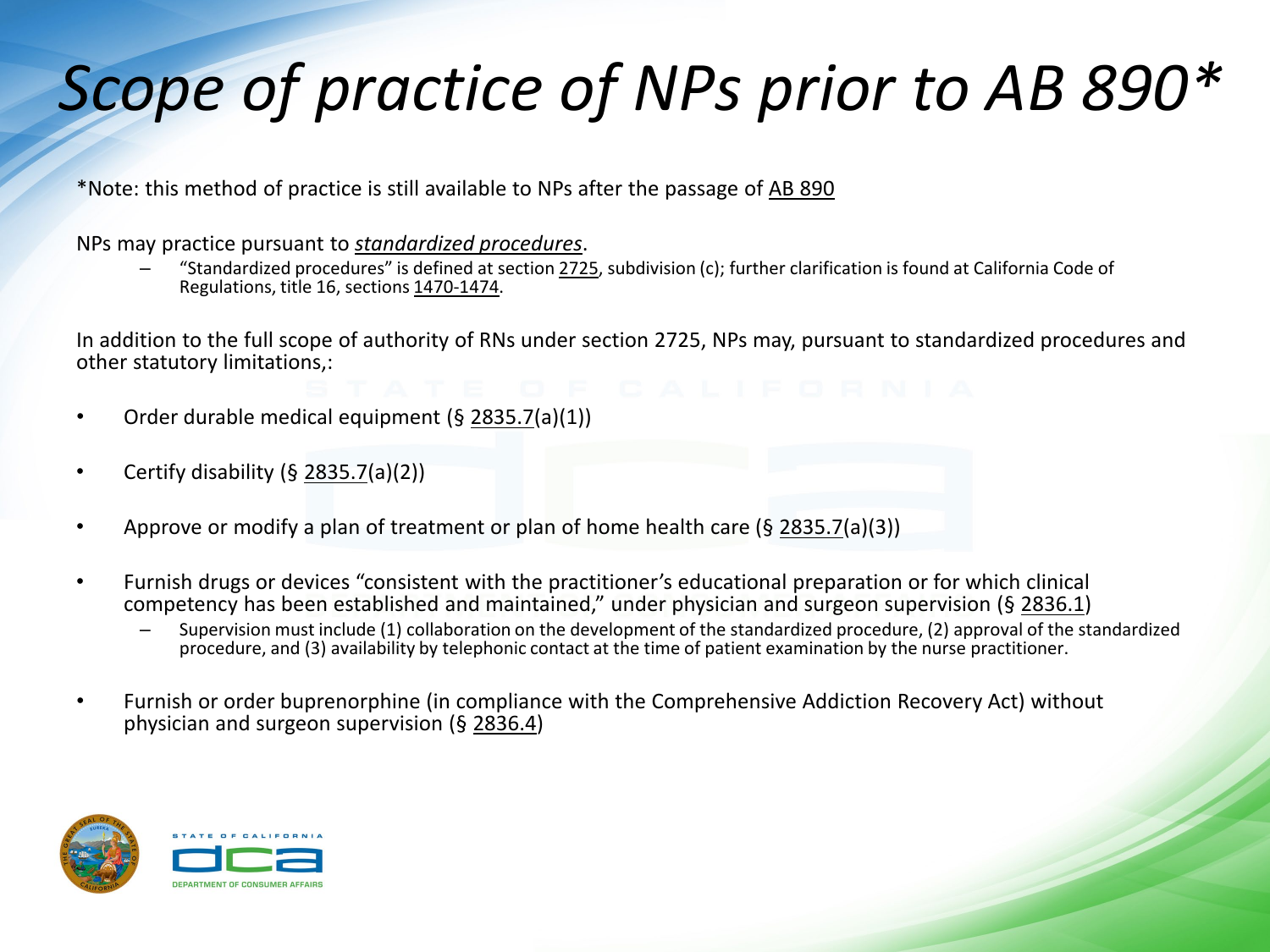# *Scope of practice of NPs prior to AB 890**

*Note: this method of practice is still available to NPs after the passage of AB 890

NPs may practice pursuant to ***standardized procedures***.

- "Standardized procedures" is defined at section 2725, subdivision (c); further clarification is found at California Code of Regulations, title 16, sections 1470-1474.

In addition to the full scope of authority of RNs under section 2725, NPs may, pursuant to standardized procedures and other statutory limitations,:

- Order durable medical equipment (§ 2835.7(a)(1))
- Certify disability (§ 2835.7(a)(2))
- Approve or modify a plan of treatment or plan of home health care (§ 2835.7(a)(3))
- Furnish drugs or devices "consistent with the practitioner's educational preparation or for which clinical competency has been established and maintained," under physician and surgeon supervision (§ 2836.1)
  - Supervision must include (1) collaboration on the development of the standardized procedure, (2) approval of the standardized procedure, and (3) availability by telephonic contact at the time of patient examination by the nurse practitioner.
- Furnish or order buprenorphine (in compliance with the Comprehensive Addiction Recovery Act) without physician and surgeon supervision (§ 2836.4)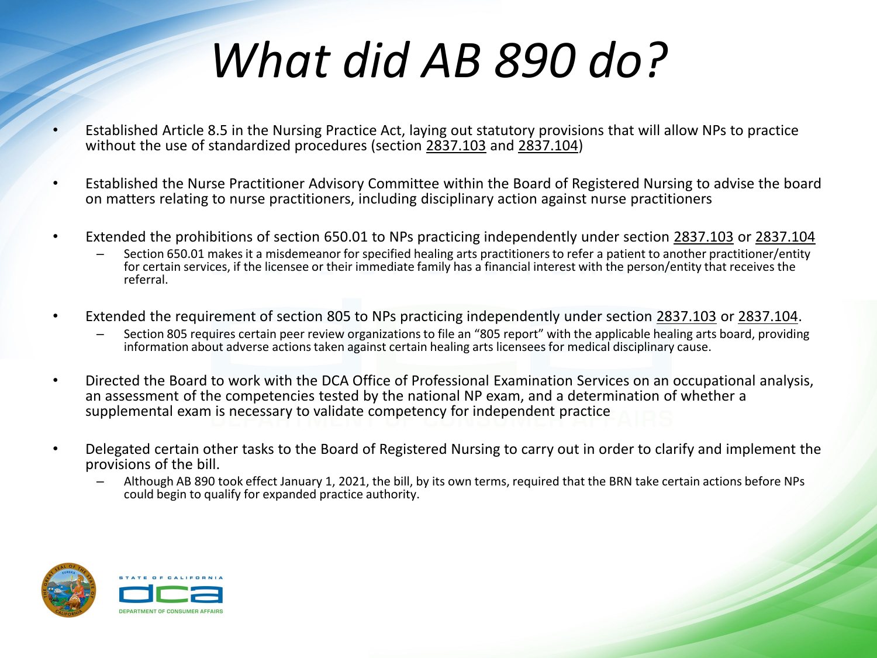# *What did AB 890 do?*

- Established Article 8.5 in the Nursing Practice Act, laying out statutory provisions that will allow NPs to practice without the use of standardized procedures (section 2837.103 and 2837.104)
- Established the Nurse Practitioner Advisory Committee within the Board of Registered Nursing to advise the board on matters relating to nurse practitioners, including disciplinary action against nurse practitioners
- Extended the prohibitions of section 650.01 to NPs practicing independently under section 2837.103 or 2837.104
  - Section 650.01 makes it a misdemeanor for specified healing arts practitioners to refer a patient to another practitioner/entity for certain services, if the licensee or their immediate family has a financial interest with the person/entity that receives the referral.
- Extended the requirement of section 805 to NPs practicing independently under section 2837.103 or 2837.104.
  - Section 805 requires certain peer review organizations to file an "805 report" with the applicable healing arts board, providing information about adverse actions taken against certain healing arts licensees for medical disciplinary cause.
- Directed the Board to work with the DCA Office of Professional Examination Services on an occupational analysis, an assessment of the competencies tested by the national NP exam, and a determination of whether a supplemental exam is necessary to validate competency for independent practice
- Delegated certain other tasks to the Board of Registered Nursing to carry out in order to clarify and implement the provisions of the bill.
  - Although AB 890 took effect January 1, 2021, the bill, by its own terms, required that the BRN take certain actions before NPs could begin to qualify for expanded practice authority.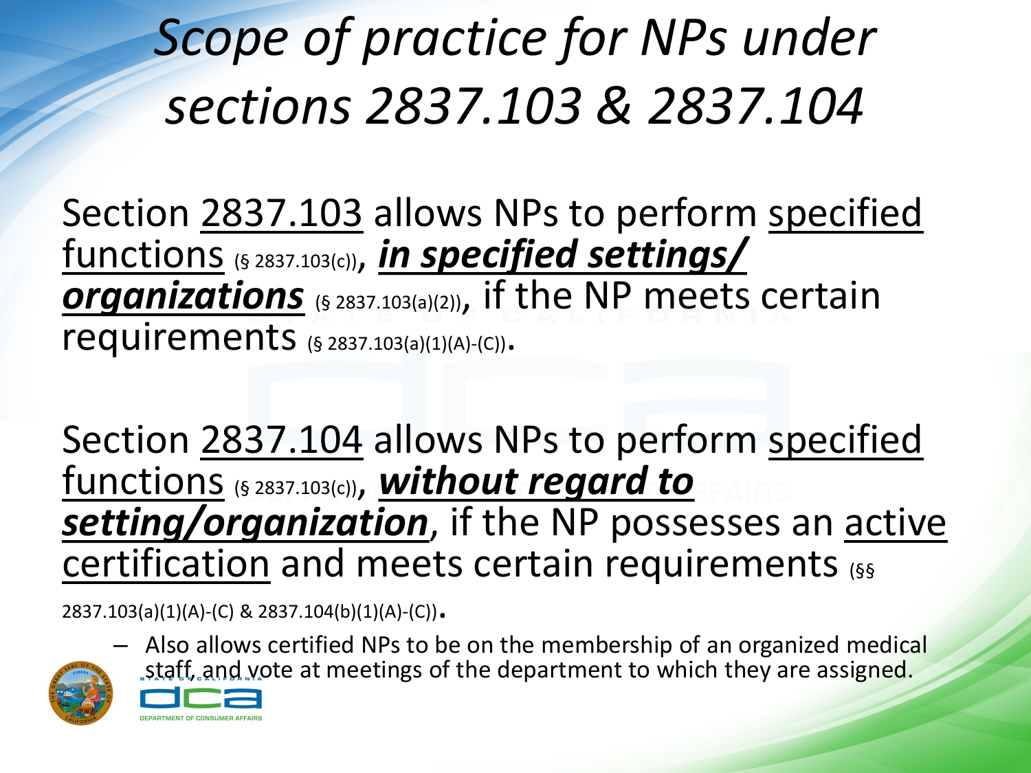# *Scope of practice for NPs under sections 2837.103 & 2837.104*

Section 2837.103 allows NPs to perform specified functions (§ 2837.103(c)), ***in specified settings/ organizations*** (§ 2837.103(a)(2)), if the NP meets certain requirements (§ 2837.103(a)(1)(A)-(C)).

Section 2837.104 allows NPs to perform specified functions (§ 2837.103(c)), ***without regard to setting/organization***, if the NP possesses an active certification and meets certain requirements (§§ 2837.103(a)(1)(A)-(C) & 2837.104(b)(1)(A)-(C)).

- Also allows certified NPs to be on the membership of an organized medical staff, and vote at meetings of the department to which they are assigned.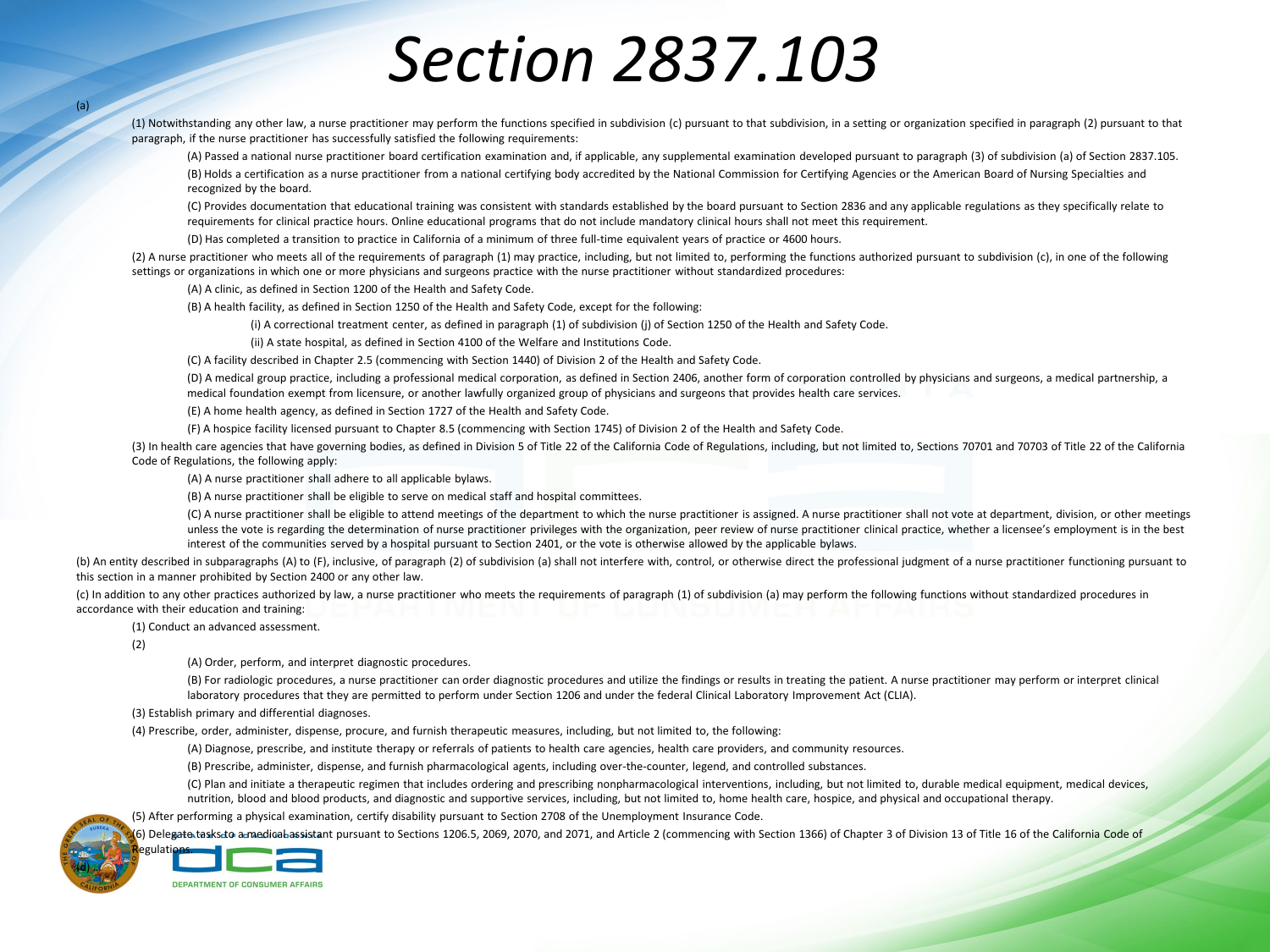# Section 2837.103

(a)

(1) Notwithstanding any other law, a nurse practitioner may perform the functions specified in subdivision (c) pursuant to that subdivision, in a setting or organization specified in paragraph (2) pursuant to that paragraph, if the nurse practitioner has successfully satisfied the following requirements:

(A) Passed a national nurse practitioner board certification examination and, if applicable, any supplemental examination developed pursuant to paragraph (3) of subdivision (a) of Section 2837.105.

(B) Holds a certification as a nurse practitioner from a national certifying body accredited by the National Commission for Certifying Agencies or the American Board of Nursing Specialties and recognized by the board.

(C) Provides documentation that educational training was consistent with standards established by the board pursuant to Section 2836 and any applicable regulations as they specifically relate to requirements for clinical practice hours. Online educational programs that do not include mandatory clinical hours shall not meet this requirement.

(D) Has completed a transition to practice in California of a minimum of three full-time equivalent years of practice or 4600 hours.

(2) A nurse practitioner who meets all of the requirements of paragraph (1) may practice, including, but not limited to, performing the functions authorized pursuant to subdivision (c), in one of the following settings or organizations in which one or more physicians and surgeons practice with the nurse practitioner without standardized procedures:

(A) A clinic, as defined in Section 1200 of the Health and Safety Code.

(B) A health facility, as defined in Section 1250 of the Health and Safety Code, except for the following:

(i) A correctional treatment center, as defined in paragraph (1) of subdivision (j) of Section 1250 of the Health and Safety Code.

(ii) A state hospital, as defined in Section 4100 of the Welfare and Institutions Code.

(C) A facility described in Chapter 2.5 (commencing with Section 1440) of Division 2 of the Health and Safety Code.

(D) A medical group practice, including a professional medical corporation, as defined in Section 2406, another form of corporation controlled by physicians and surgeons, a medical partnership, a medical foundation exempt from licensure, or another lawfully organized group of physicians and surgeons that provides health care services.

(E) A home health agency, as defined in Section 1727 of the Health and Safety Code.

(F) A hospice facility licensed pursuant to Chapter 8.5 (commencing with Section 1745) of Division 2 of the Health and Safety Code.

(3) In health care agencies that have governing bodies, as defined in Division 5 of Title 22 of the California Code of Regulations, including, but not limited to, Sections 70701 and 70703 of Title 22 of the California Code of Regulations, the following apply:

(A) A nurse practitioner shall adhere to all applicable bylaws.

(B) A nurse practitioner shall be eligible to serve on medical staff and hospital committees.

(C) A nurse practitioner shall be eligible to attend meetings of the department to which the nurse practitioner is assigned. A nurse practitioner shall not vote at department, division, or other meetings unless the vote is regarding the determination of nurse practitioner privileges with the organization, peer review of nurse practitioner clinical practice, whether a licensee's employment is in the best interest of the communities served by a hospital pursuant to Section 2401, or the vote is otherwise allowed by the applicable bylaws.

(b) An entity described in subparagraphs (A) to (F), inclusive, of paragraph (2) of subdivision (a) shall not interfere with, control, or otherwise direct the professional judgment of a nurse practitioner functioning pursuant to this section in a manner prohibited by Section 2400 or any other law.

(c) In addition to any other practices authorized by law, a nurse practitioner who meets the requirements of paragraph (1) of subdivision (a) may perform the following functions without standardized procedures in accordance with their education and training:

(1) Conduct an advanced assessment.

(2)

(A) Order, perform, and interpret diagnostic procedures.

(B) For radiologic procedures, a nurse practitioner can order diagnostic procedures and utilize the findings or results in treating the patient. A nurse practitioner may perform or interpret clinical laboratory procedures that they are permitted to perform under Section 1206 and under the federal Clinical Laboratory Improvement Act (CLIA).

(3) Establish primary and differential diagnoses.

(4) Prescribe, order, administer, dispense, procure, and furnish therapeutic measures, including, but not limited to, the following:

(A) Diagnose, prescribe, and institute therapy or referrals of patients to health care agencies, health care providers, and community resources.

(B) Prescribe, administer, dispense, and furnish pharmacological agents, including over-the-counter, legend, and controlled substances.

(C) Plan and initiate a therapeutic regimen that includes ordering and prescribing nonpharmacological interventions, including, but not limited to, durable medical equipment, medical devices, nutrition, blood and blood products, and diagnostic and supportive services, including, but not limited to, home health care, hospice, and physical and occupational therapy.

(5) After performing a physical examination, certify disability pursuant to Section 2708 of the Unemployment Insurance Code.

(6) Delegate tasks to a medical assistant pursuant to Sections 1206.5, 2069, 2070, and 2071, and Article 2 (commencing with Section 1366) of Chapter 3 of Division 13 of Title 16 of the California Code of Regulations.

(d)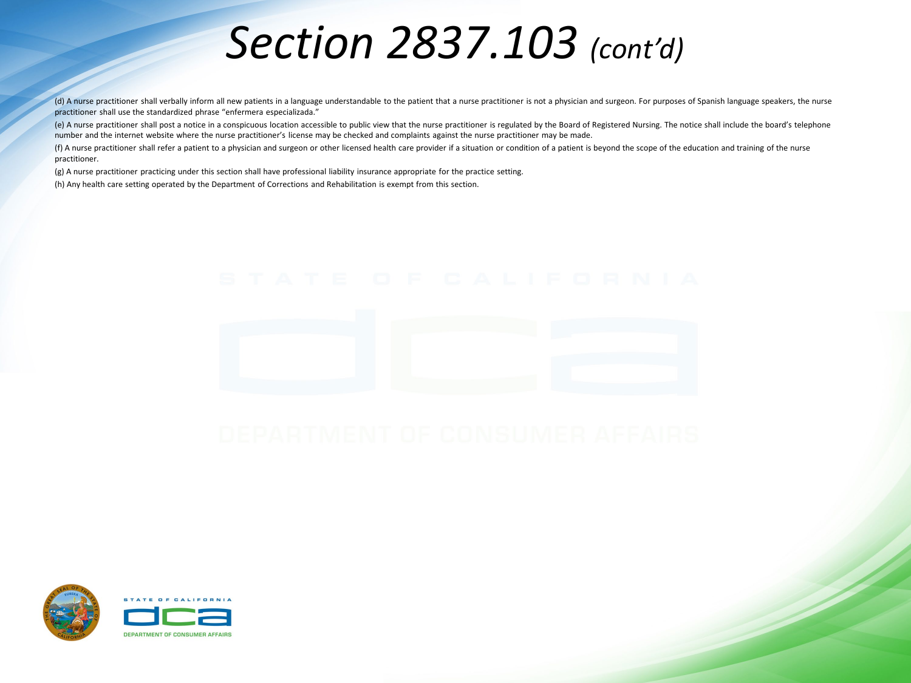# Section 2837.103 *(cont'd)*

(d) A nurse practitioner shall verbally inform all new patients in a language understandable to the patient that a nurse practitioner is not a physician and surgeon. For purposes of Spanish language speakers, the nurse practitioner shall use the standardized phrase "enfermera especializada."

(e) A nurse practitioner shall post a notice in a conspicuous location accessible to public view that the nurse practitioner is regulated by the Board of Registered Nursing. The notice shall include the board's telephone number and the internet website where the nurse practitioner's license may be checked and complaints against the nurse practitioner may be made.

(f) A nurse practitioner shall refer a patient to a physician and surgeon or other licensed health care provider if a situation or condition of a patient is beyond the scope of the education and training of the nurse practitioner.

(g) A nurse practitioner practicing under this section shall have professional liability insurance appropriate for the practice setting.

(h) Any health care setting operated by the Department of Corrections and Rehabilitation is exempt from this section.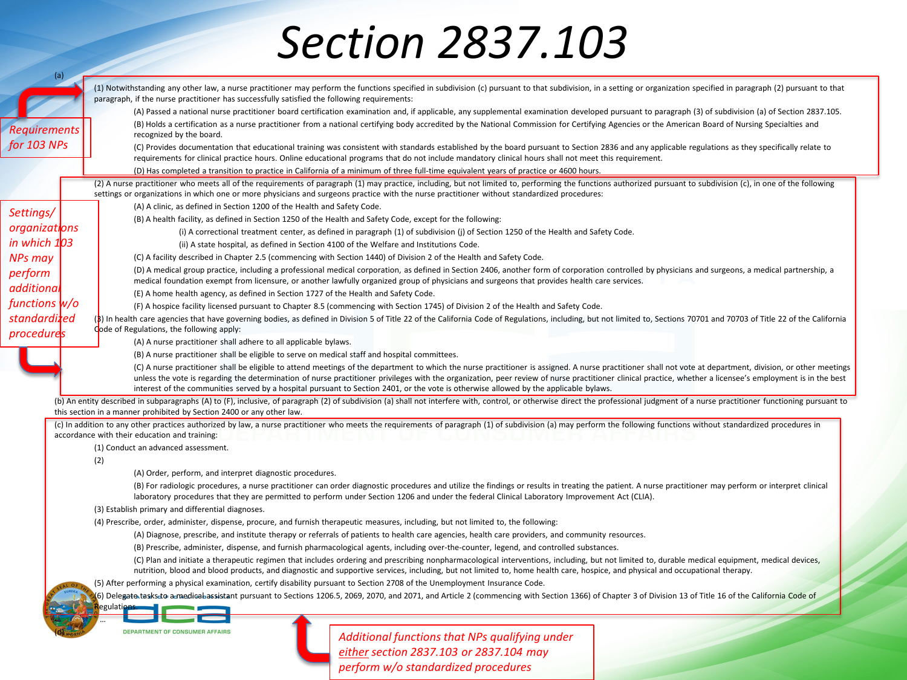# Section 2837.103

(a)

*Requirements for 103 NPs*

(1) Notwithstanding any other law, a nurse practitioner may perform the functions specified in subdivision (c) pursuant to that subdivision, in a setting or organization specified in paragraph (2) pursuant to that paragraph, if the nurse practitioner has successfully satisfied the following requirements:

(A) Passed a national nurse practitioner board certification examination and, if applicable, any supplemental examination developed pursuant to paragraph (3) of subdivision (a) of Section 2837.105.

(B) Holds a certification as a nurse practitioner from a national certifying body accredited by the National Commission for Certifying Agencies or the American Board of Nursing Specialties and recognized by the board.

(C) Provides documentation that educational training was consistent with standards established by the board pursuant to Section 2836 and any applicable regulations as they specifically relate to requirements for clinical practice hours. Online educational programs that do not include mandatory clinical hours shall not meet this requirement.

(D) Has completed a transition to practice in California of a minimum of three full-time equivalent years of practice or 4600 hours.

*Settings/ organizations in which 103 NPs may perform additional functions w/o standardized procedures*

(2) A nurse practitioner who meets all of the requirements of paragraph (1) may practice, including, but not limited to, performing the functions authorized pursuant to subdivision (c), in one of the following settings or organizations in which one or more physicians and surgeons practice with the nurse practitioner without standardized procedures:

(A) A clinic, as defined in Section 1200 of the Health and Safety Code.

(B) A health facility, as defined in Section 1250 of the Health and Safety Code, except for the following:

(i) A correctional treatment center, as defined in paragraph (1) of subdivision (j) of Section 1250 of the Health and Safety Code.

(ii) A state hospital, as defined in Section 4100 of the Welfare and Institutions Code.

(C) A facility described in Chapter 2.5 (commencing with Section 1440) of Division 2 of the Health and Safety Code.

(D) A medical group practice, including a professional medical corporation, as defined in Section 2406, another form of corporation controlled by physicians and surgeons, a medical partnership, a medical foundation exempt from licensure, or another lawfully organized group of physicians and surgeons that provides health care services.

(E) A home health agency, as defined in Section 1727 of the Health and Safety Code.

(F) A hospice facility licensed pursuant to Chapter 8.5 (commencing with Section 1745) of Division 2 of the Health and Safety Code.

(3) In health care agencies that have governing bodies, as defined in Division 5 of Title 22 of the California Code of Regulations, including, but not limited to, Sections 70701 and 70703 of Title 22 of the California Code of Regulations, the following apply:

(A) A nurse practitioner shall adhere to all applicable bylaws.

(B) A nurse practitioner shall be eligible to serve on medical staff and hospital committees.

(C) A nurse practitioner shall be eligible to attend meetings of the department to which the nurse practitioner is assigned. A nurse practitioner shall not vote at department, division, or other meetings unless the vote is regarding the determination of nurse practitioner privileges with the organization, peer review of nurse practitioner clinical practice, whether a licensee's employment is in the best interest of the communities served by a hospital pursuant to Section 2401, or the vote is otherwise allowed by the applicable bylaws.

(b) An entity described in subparagraphs (A) to (F), inclusive, of paragraph (2) of subdivision (a) shall not interfere with, control, or otherwise direct the professional judgment of a nurse practitioner functioning pursuant to this section in a manner prohibited by Section 2400 or any other law.

(c) In addition to any other practices authorized by law, a nurse practitioner who meets the requirements of paragraph (1) of subdivision (a) may perform the following functions without standardized procedures in accordance with their education and training:

(1) Conduct an advanced assessment.

(2)

(A) Order, perform, and interpret diagnostic procedures.

(B) For radiologic procedures, a nurse practitioner can order diagnostic procedures and utilize the findings or results in treating the patient. A nurse practitioner may perform or interpret clinical laboratory procedures that they are permitted to perform under Section 1206 and under the federal Clinical Laboratory Improvement Act (CLIA).

(3) Establish primary and differential diagnoses.

(4) Prescribe, order, administer, dispense, procure, and furnish therapeutic measures, including, but not limited to, the following:

(A) Diagnose, prescribe, and institute therapy or referrals of patients to health care agencies, health care providers, and community resources.

(B) Prescribe, administer, dispense, and furnish pharmacological agents, including over-the-counter, legend, and controlled substances.

(C) Plan and initiate a therapeutic regimen that includes ordering and prescribing nonpharmacological interventions, including, but not limited to, durable medical equipment, medical devices, nutrition, blood and blood products, and diagnostic and supportive services, including, but not limited to, home health care, hospice, and physical and occupational therapy.

(5) After performing a physical examination, certify disability pursuant to Section 2708 of the Unemployment Insurance Code.

(6) Delegate tasks to a medical assistant pursuant to Sections 1206.5, 2069, 2070, and 2071, and Article 2 (commencing with Section 1366) of Chapter 3 of Division 13 of Title 16 of the California Code of Regulations.

...

(d)

*Additional functions that NPs qualifying under either section 2837.103 or 2837.104 may perform w/o standardized procedures*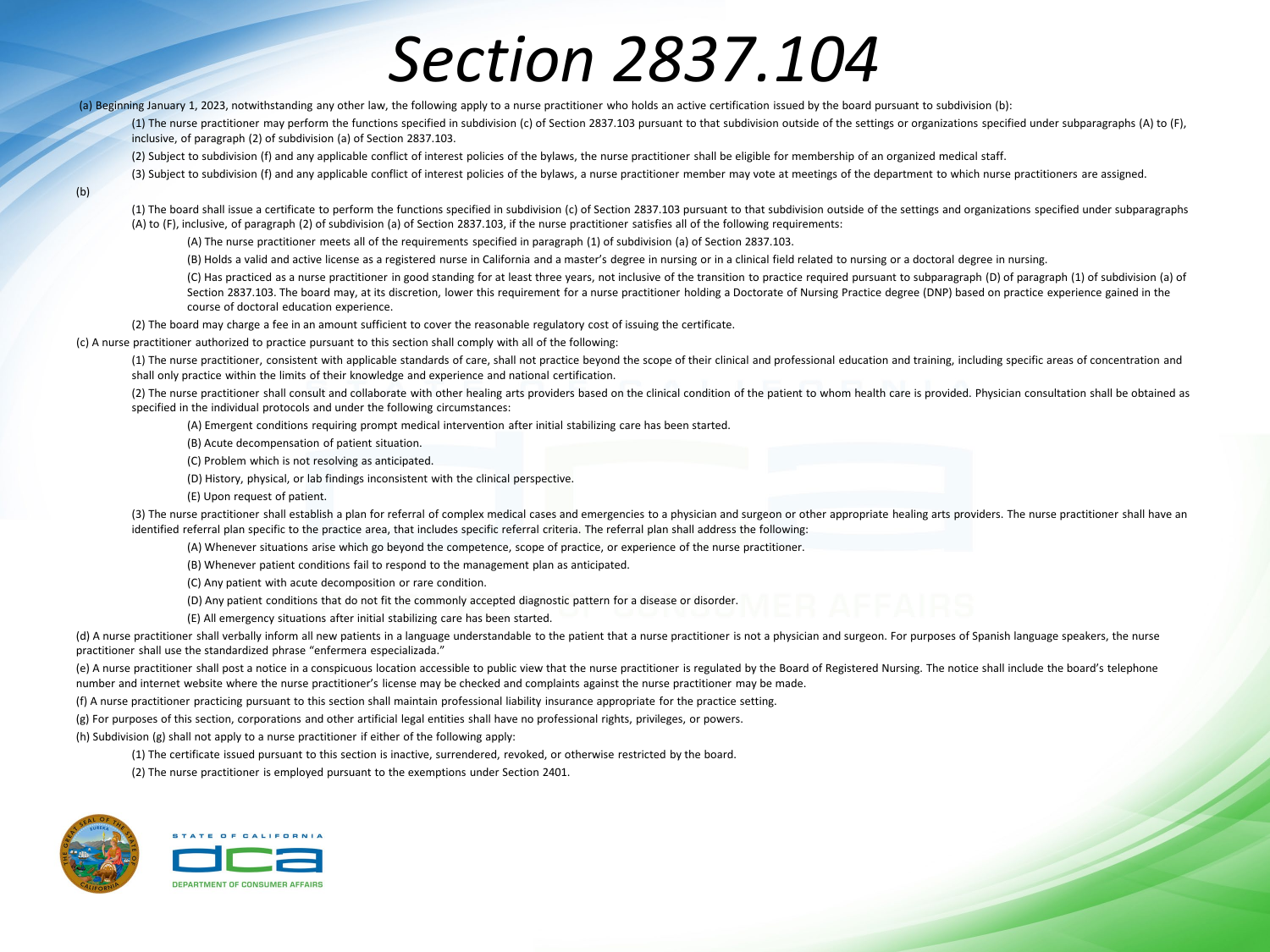# Section 2837.104

(a) Beginning January 1, 2023, notwithstanding any other law, the following apply to a nurse practitioner who holds an active certification issued by the board pursuant to subdivision (b):

(1) The nurse practitioner may perform the functions specified in subdivision (c) of Section 2837.103 pursuant to that subdivision outside of the settings or organizations specified under subparagraphs (A) to (F), inclusive, of paragraph (2) of subdivision (a) of Section 2837.103.

(2) Subject to subdivision (f) and any applicable conflict of interest policies of the bylaws, the nurse practitioner shall be eligible for membership of an organized medical staff.

(3) Subject to subdivision (f) and any applicable conflict of interest policies of the bylaws, a nurse practitioner member may vote at meetings of the department to which nurse practitioners are assigned.

(b)

(1) The board shall issue a certificate to perform the functions specified in subdivision (c) of Section 2837.103 pursuant to that subdivision outside of the settings and organizations specified under subparagraphs (A) to (F), inclusive, of paragraph (2) of subdivision (a) of Section 2837.103, if the nurse practitioner satisfies all of the following requirements:

(A) The nurse practitioner meets all of the requirements specified in paragraph (1) of subdivision (a) of Section 2837.103.

(B) Holds a valid and active license as a registered nurse in California and a master's degree in nursing or in a clinical field related to nursing or a doctoral degree in nursing.

(C) Has practiced as a nurse practitioner in good standing for at least three years, not inclusive of the transition to practice required pursuant to subparagraph (D) of paragraph (1) of subdivision (a) of Section 2837.103. The board may, at its discretion, lower this requirement for a nurse practitioner holding a Doctorate of Nursing Practice degree (DNP) based on practice experience gained in the course of doctoral education experience.

(2) The board may charge a fee in an amount sufficient to cover the reasonable regulatory cost of issuing the certificate.

(c) A nurse practitioner authorized to practice pursuant to this section shall comply with all of the following:

(1) The nurse practitioner, consistent with applicable standards of care, shall not practice beyond the scope of their clinical and professional education and training, including specific areas of concentration and shall only practice within the limits of their knowledge and experience and national certification.

(2) The nurse practitioner shall consult and collaborate with other healing arts providers based on the clinical condition of the patient to whom health care is provided. Physician consultation shall be obtained as specified in the individual protocols and under the following circumstances:

(A) Emergent conditions requiring prompt medical intervention after initial stabilizing care has been started.

(B) Acute decompensation of patient situation.

(C) Problem which is not resolving as anticipated.

(D) History, physical, or lab findings inconsistent with the clinical perspective.

(E) Upon request of patient.

(3) The nurse practitioner shall establish a plan for referral of complex medical cases and emergencies to a physician and surgeon or other appropriate healing arts providers. The nurse practitioner shall have an identified referral plan specific to the practice area, that includes specific referral criteria. The referral plan shall address the following:

(A) Whenever situations arise which go beyond the competence, scope of practice, or experience of the nurse practitioner.

(B) Whenever patient conditions fail to respond to the management plan as anticipated.

(C) Any patient with acute decomposition or rare condition.

(D) Any patient conditions that do not fit the commonly accepted diagnostic pattern for a disease or disorder.

(E) All emergency situations after initial stabilizing care has been started.

(d) A nurse practitioner shall verbally inform all new patients in a language understandable to the patient that a nurse practitioner is not a physician and surgeon. For purposes of Spanish language speakers, the nurse practitioner shall use the standardized phrase "enfermera especializada."

(e) A nurse practitioner shall post a notice in a conspicuous location accessible to public view that the nurse practitioner is regulated by the Board of Registered Nursing. The notice shall include the board's telephone number and internet website where the nurse practitioner's license may be checked and complaints against the nurse practitioner may be made.

(f) A nurse practitioner practicing pursuant to this section shall maintain professional liability insurance appropriate for the practice setting.

(g) For purposes of this section, corporations and other artificial legal entities shall have no professional rights, privileges, or powers.

(h) Subdivision (g) shall not apply to a nurse practitioner if either of the following apply:

(1) The certificate issued pursuant to this section is inactive, surrendered, revoked, or otherwise restricted by the board.

(2) The nurse practitioner is employed pursuant to the exemptions under Section 2401.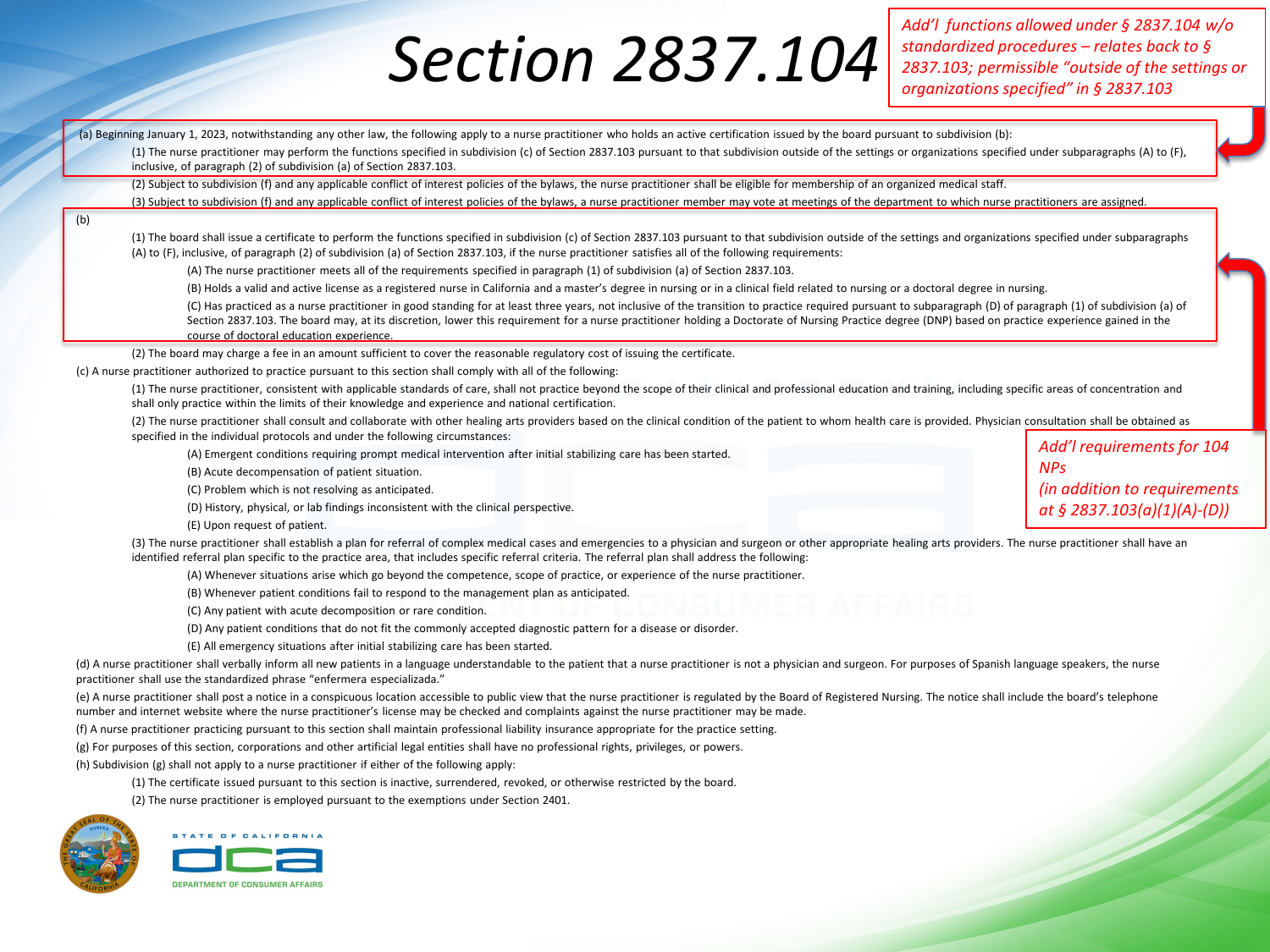# Section 2837.104

*Add'l functions allowed under § 2837.104 w/o standardized procedures – relates back to § 2837.103; permissible "outside of the settings or organizations specified" in § 2837.103*

(a) Beginning January 1, 2023, notwithstanding any other law, the following apply to a nurse practitioner who holds an active certification issued by the board pursuant to subdivision (b):

- (1) The nurse practitioner may perform the functions specified in subdivision (c) of Section 2837.103 pursuant to that subdivision outside of the settings or organizations specified under subparagraphs (A) to (F), inclusive, of paragraph (2) of subdivision (a) of Section 2837.103.
- (2) Subject to subdivision (f) and any applicable conflict of interest policies of the bylaws, the nurse practitioner shall be eligible for membership of an organized medical staff.
- (3) Subject to subdivision (f) and any applicable conflict of interest policies of the bylaws, a nurse practitioner member may vote at meetings of the department to which nurse practitioners are assigned.

(b)

- (1) The board shall issue a certificate to perform the functions specified in subdivision (c) of Section 2837.103 pursuant to that subdivision outside of the settings and organizations specified under subparagraphs (A) to (F), inclusive, of paragraph (2) of subdivision (a) of Section 2837.103, if the nurse practitioner satisfies all of the following requirements:
  - (A) The nurse practitioner meets all of the requirements specified in paragraph (1) of subdivision (a) of Section 2837.103.
  - (B) Holds a valid and active license as a registered nurse in California and a master's degree in nursing or in a clinical field related to nursing or a doctoral degree in nursing.
  - (C) Has practiced as a nurse practitioner in good standing for at least three years, not inclusive of the transition to practice required pursuant to subparagraph (D) of paragraph (1) of subdivision (a) of Section 2837.103. The board may, at its discretion, lower this requirement for a nurse practitioner holding a Doctorate of Nursing Practice degree (DNP) based on practice experience gained in the course of doctoral education experience.
- (2) The board may charge a fee in an amount sufficient to cover the reasonable regulatory cost of issuing the certificate.

(c) A nurse practitioner authorized to practice pursuant to this section shall comply with all of the following:

- (1) The nurse practitioner, consistent with applicable standards of care, shall not practice beyond the scope of their clinical and professional education and training, including specific areas of concentration and shall only practice within the limits of their knowledge and experience and national certification.
- (2) The nurse practitioner shall consult and collaborate with other healing arts providers based on the clinical condition of the patient to whom health care is provided. Physician consultation shall be obtained as specified in the individual protocols and under the following circumstances:
  - (A) Emergent conditions requiring prompt medical intervention after initial stabilizing care has been started.
  - (B) Acute decompensation of patient situation.
  - (C) Problem which is not resolving as anticipated.
  - (D) History, physical, or lab findings inconsistent with the clinical perspective.
  - (E) Upon request of patient.
- (3) The nurse practitioner shall establish a plan for referral of complex medical cases and emergencies to a physician and surgeon or other appropriate healing arts providers. The nurse practitioner shall have an identified referral plan specific to the practice area, that includes specific referral criteria. The referral plan shall address the following:
  - (A) Whenever situations arise which go beyond the competence, scope of practice, or experience of the nurse practitioner.
  - (B) Whenever patient conditions fail to respond to the management plan as anticipated.
  - (C) Any patient with acute decomposition or rare condition.
  - (D) Any patient conditions that do not fit the commonly accepted diagnostic pattern for a disease or disorder.
  - (E) All emergency situations after initial stabilizing care has been started.

*Add'l requirements for 104 NPs (in addition to requirements at § 2837.103(a)(1)(A)-(D))*

(d) A nurse practitioner shall verbally inform all new patients in a language understandable to the patient that a nurse practitioner is not a physician and surgeon. For purposes of Spanish language speakers, the nurse practitioner shall use the standardized phrase "enfermera especializada."

(e) A nurse practitioner shall post a notice in a conspicuous location accessible to public view that the nurse practitioner is regulated by the Board of Registered Nursing. The notice shall include the board's telephone number and internet website where the nurse practitioner's license may be checked and complaints against the nurse practitioner may be made.

(f) A nurse practitioner practicing pursuant to this section shall maintain professional liability insurance appropriate for the practice setting.

(g) For purposes of this section, corporations and other artificial legal entities shall have no professional rights, privileges, or powers.

(h) Subdivision (g) shall not apply to a nurse practitioner if either of the following apply:

- (1) The certificate issued pursuant to this section is inactive, surrendered, revoked, or otherwise restricted by the board.
- (2) The nurse practitioner is employed pursuant to the exemptions under Section 2401.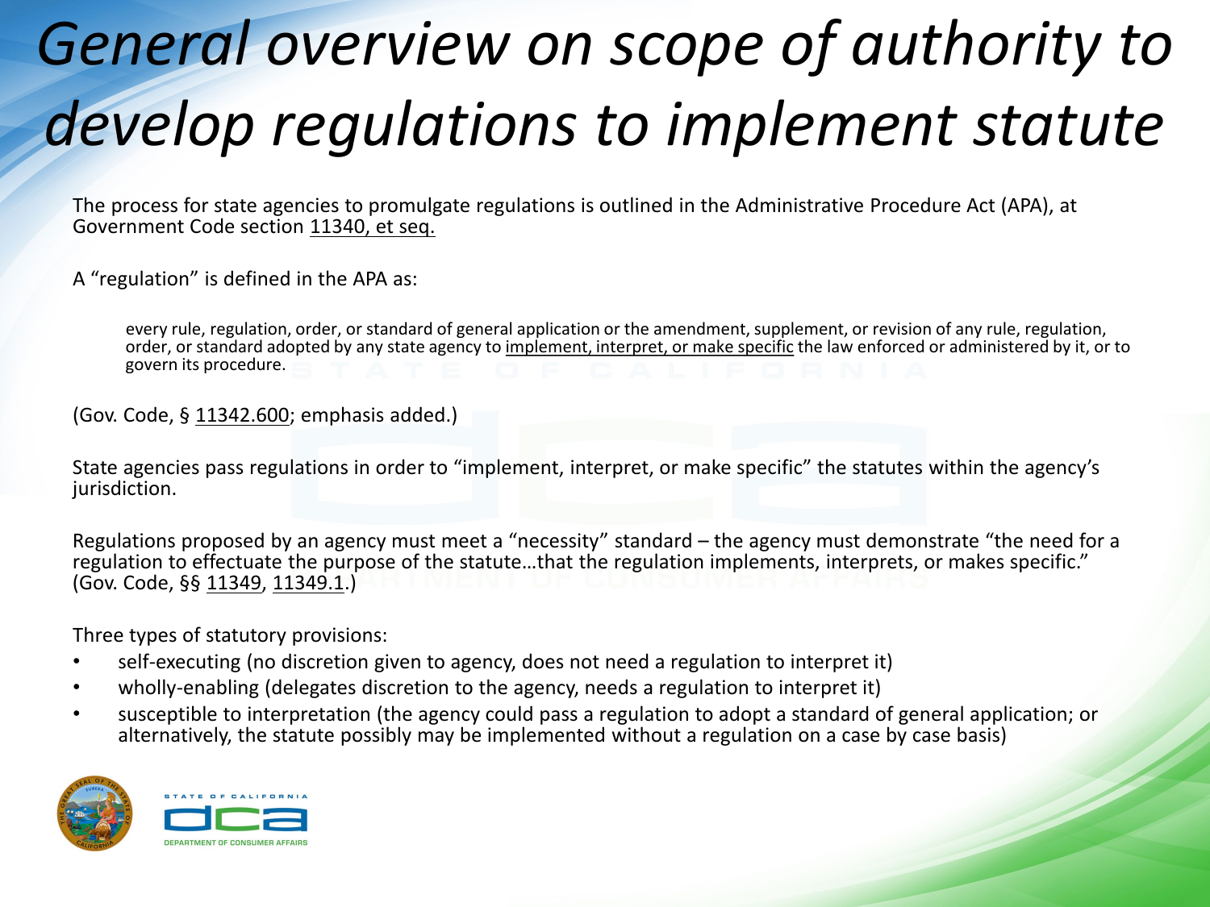# *General overview on scope of authority to develop regulations to implement statute*

The process for state agencies to promulgate regulations is outlined in the Administrative Procedure Act (APA), at Government Code section 11340, et seq.

A "regulation" is defined in the APA as:

> every rule, regulation, order, or standard of general application or the amendment, supplement, or revision of any rule, regulation, order, or standard adopted by any state agency to implement, interpret, or make specific the law enforced or administered by it, or to govern its procedure.

(Gov. Code, § 11342.600; emphasis added.)

State agencies pass regulations in order to "implement, interpret, or make specific" the statutes within the agency's jurisdiction.

Regulations proposed by an agency must meet a "necessity" standard – the agency must demonstrate "the need for a regulation to effectuate the purpose of the statute…that the regulation implements, interprets, or makes specific." (Gov. Code, §§ 11349, 11349.1.)

Three types of statutory provisions:

- self-executing (no discretion given to agency, does not need a regulation to interpret it)
- wholly-enabling (delegates discretion to the agency, needs a regulation to interpret it)
- susceptible to interpretation (the agency could pass a regulation to adopt a standard of general application; or alternatively, the statute possibly may be implemented without a regulation on a case by case basis)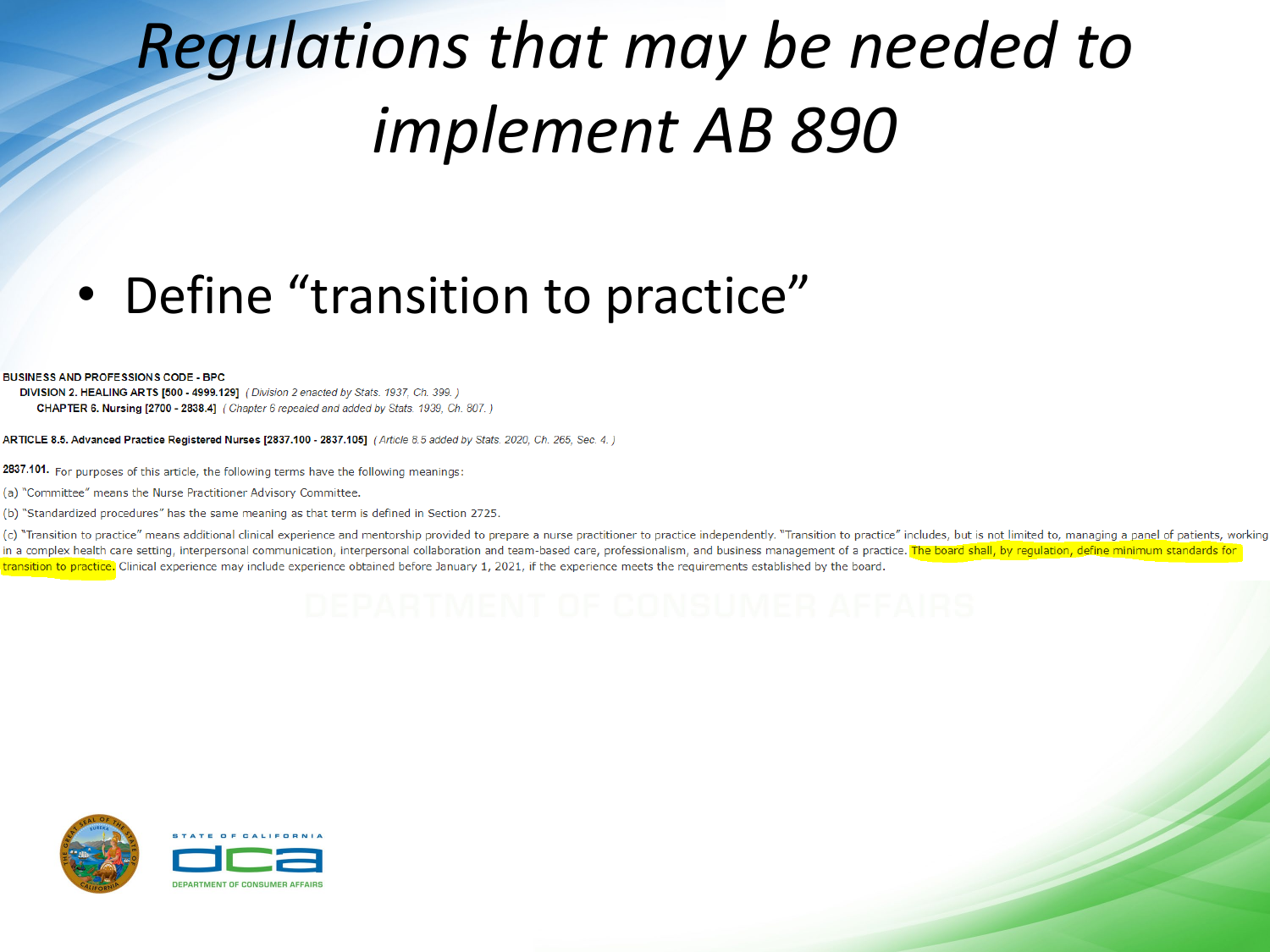# *Regulations that may be needed to implement AB 890*

- Define "transition to practice"

**BUSINESS AND PROFESSIONS CODE - BPC**

**DIVISION 2. HEALING ARTS [500 - 4999.129]** *( Division 2 enacted by Stats. 1937, Ch. 399. )*

**CHAPTER 6. Nursing [2700 - 2838.4]** *( Chapter 6 repealed and added by Stats. 1939, Ch. 807. )*

**ARTICLE 8.5. Advanced Practice Registered Nurses [2837.100 - 2837.105]** *( Article 8.5 added by Stats. 2020, Ch. 265, Sec. 4. )*

**2837.101.** For purposes of this article, the following terms have the following meanings:

(a) "Committee" means the Nurse Practitioner Advisory Committee.

(b) "Standardized procedures" has the same meaning as that term is defined in Section 2725.

(c) "Transition to practice" means additional clinical experience and mentorship provided to prepare a nurse practitioner to practice independently. "Transition to practice" includes, but is not limited to, managing a panel of patients, working in a complex health care setting, interpersonal communication, interpersonal collaboration and team-based care, professionalism, and business management of a practice. The board shall, by regulation, define minimum standards for transition to practice. Clinical experience may include experience obtained before January 1, 2021, if the experience meets the requirements established by the board.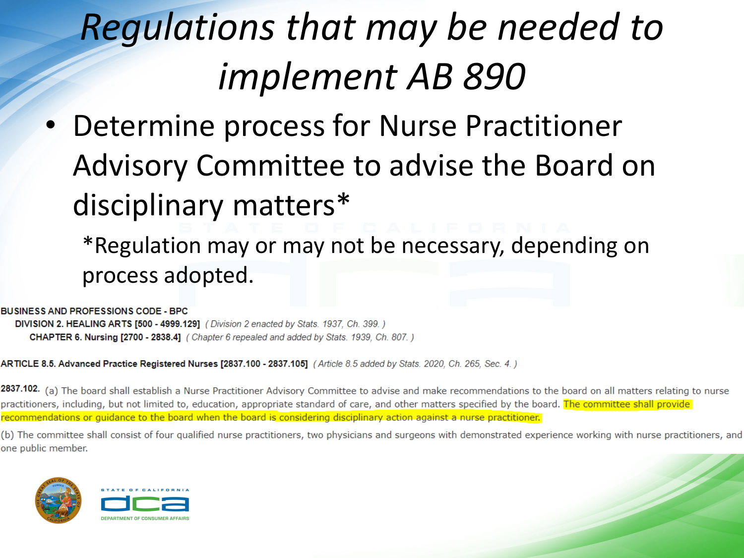# *Regulations that may be needed to implement AB 890*

- Determine process for Nurse Practitioner Advisory Committee to advise the Board on disciplinary matters*

  *Regulation may or may not be necessary, depending on process adopted.

**BUSINESS AND PROFESSIONS CODE - BPC**

**DIVISION 2. HEALING ARTS [500 - 4999.129]** *( Division 2 enacted by Stats. 1937, Ch. 399. )*

**CHAPTER 6. Nursing [2700 - 2838.4]** *( Chapter 6 repealed and added by Stats. 1939, Ch. 807. )*

**ARTICLE 8.5. Advanced Practice Registered Nurses [2837.100 - 2837.105]** *( Article 8.5 added by Stats. 2020, Ch. 265, Sec. 4. )*

**2837.102.** (a) The board shall establish a Nurse Practitioner Advisory Committee to advise and make recommendations to the board on all matters relating to nurse practitioners, including, but not limited to, education, appropriate standard of care, and other matters specified by the board. The committee shall provide recommendations or guidance to the board when the board is considering disciplinary action against a nurse practitioner.

(b) The committee shall consist of four qualified nurse practitioners, two physicians and surgeons with demonstrated experience working with nurse practitioners, and one public member.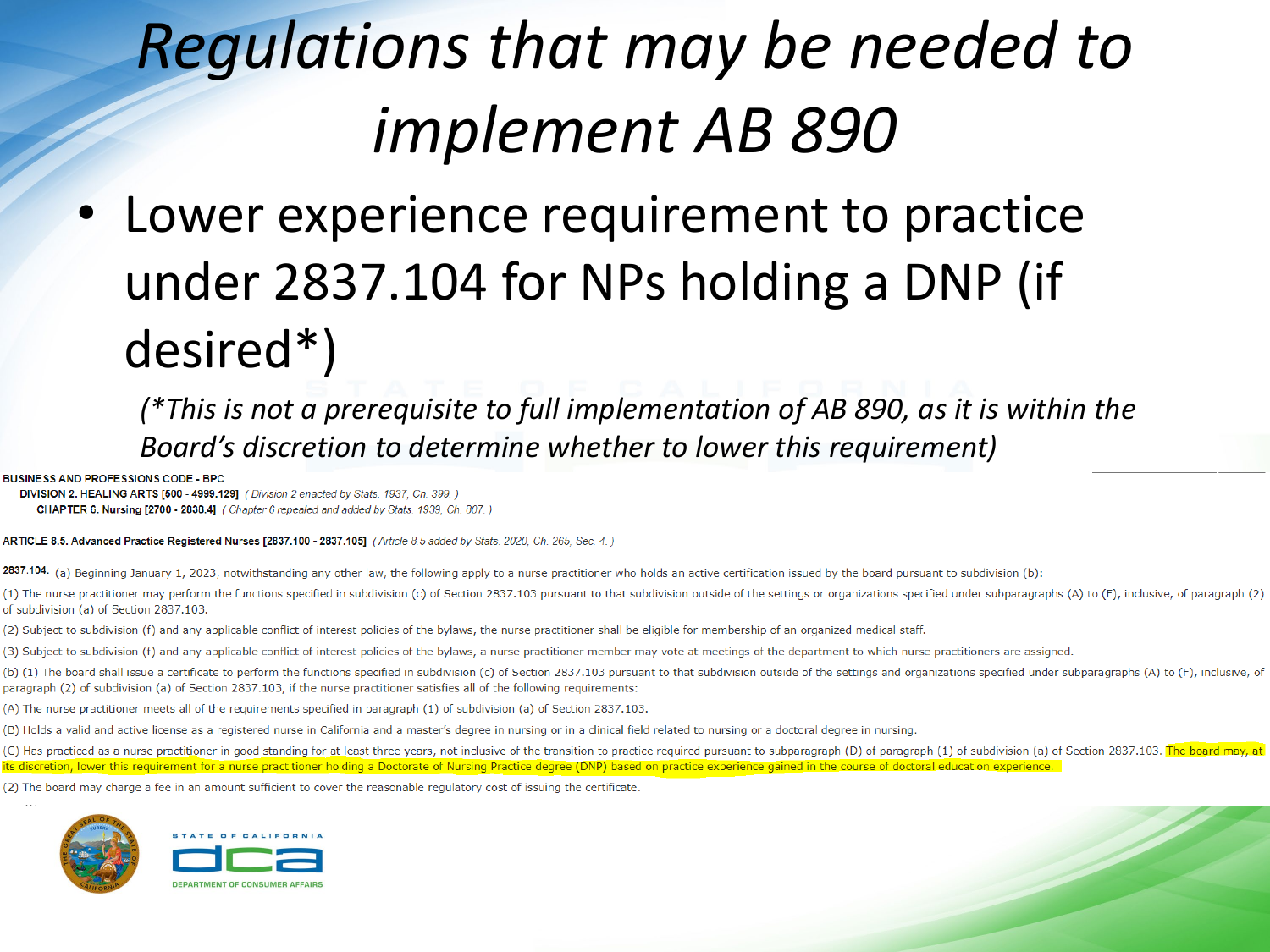# *Regulations that may be needed to implement AB 890*

- Lower experience requirement to practice under 2837.104 for NPs holding a DNP (if desired*)

  *(*This is not a prerequisite to full implementation of AB 890, as it is within the Board's discretion to determine whether to lower this requirement)*

**BUSINESS AND PROFESSIONS CODE - BPC**

**DIVISION 2. HEALING ARTS [500 - 4999.129]** *( Division 2 enacted by Stats. 1937, Ch. 399. )*

**CHAPTER 6. Nursing [2700 - 2838.4]** *( Chapter 6 repealed and added by Stats. 1939, Ch. 807. )*

**ARTICLE 8.5. Advanced Practice Registered Nurses [2837.100 - 2837.105]** *( Article 8.5 added by Stats. 2020, Ch. 265, Sec. 4. )*

**2837.104.** (a) Beginning January 1, 2023, notwithstanding any other law, the following apply to a nurse practitioner who holds an active certification issued by the board pursuant to subdivision (b):

(1) The nurse practitioner may perform the functions specified in subdivision (c) of Section 2837.103 pursuant to that subdivision outside of the settings or organizations specified under subparagraphs (A) to (F), inclusive, of paragraph (2) of subdivision (a) of Section 2837.103.

(2) Subject to subdivision (f) and any applicable conflict of interest policies of the bylaws, the nurse practitioner shall be eligible for membership of an organized medical staff.

(3) Subject to subdivision (f) and any applicable conflict of interest policies of the bylaws, a nurse practitioner member may vote at meetings of the department to which nurse practitioners are assigned.

(b) (1) The board shall issue a certificate to perform the functions specified in subdivision (c) of Section 2837.103 pursuant to that subdivision outside of the settings and organizations specified under subparagraphs (A) to (F), inclusive, of paragraph (2) of subdivision (a) of Section 2837.103, if the nurse practitioner satisfies all of the following requirements:

(A) The nurse practitioner meets all of the requirements specified in paragraph (1) of subdivision (a) of Section 2837.103.

(B) Holds a valid and active license as a registered nurse in California and a master's degree in nursing or in a clinical field related to nursing or a doctoral degree in nursing.

(C) Has practiced as a nurse practitioner in good standing for at least three years, not inclusive of the transition to practice required pursuant to subparagraph (D) of paragraph (1) of subdivision (a) of Section 2837.103. The board may, at its discretion, lower this requirement for a nurse practitioner holding a Doctorate of Nursing Practice degree (DNP) based on practice experience gained in the course of doctoral education experience.

(2) The board may charge a fee in an amount sufficient to cover the reasonable regulatory cost of issuing the certificate.

...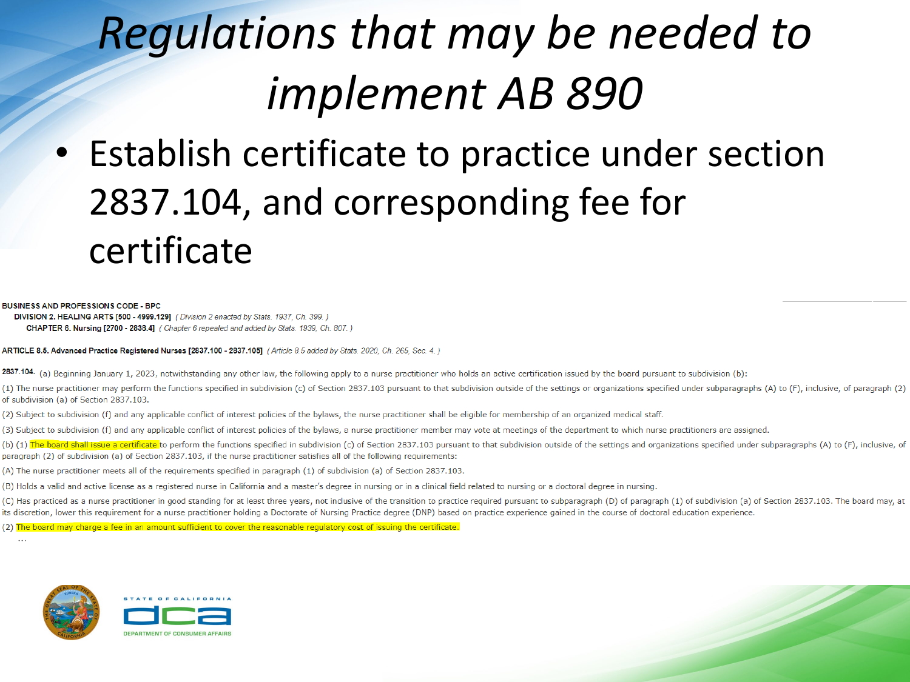# Regulations that may be needed to implement AB 890

- Establish certificate to practice under section 2837.104, and corresponding fee for certificate

**BUSINESS AND PROFESSIONS CODE - BPC**

**DIVISION 2. HEALING ARTS [500 - 4999.129]** *( Division 2 enacted by Stats. 1937, Ch. 399. )*

**CHAPTER 6. Nursing [2700 - 2838.4]** *( Chapter 6 repealed and added by Stats. 1939, Ch. 807. )*

**ARTICLE 8.5. Advanced Practice Registered Nurses [2837.100 - 2837.105]** *( Article 8.5 added by Stats. 2020, Ch. 265, Sec. 4. )*

**2837.104.** (a) Beginning January 1, 2023, notwithstanding any other law, the following apply to a nurse practitioner who holds an active certification issued by the board pursuant to subdivision (b):

(1) The nurse practitioner may perform the functions specified in subdivision (c) of Section 2837.103 pursuant to that subdivision outside of the settings or organizations specified under subparagraphs (A) to (F), inclusive, of paragraph (2) of subdivision (a) of Section 2837.103.

(2) Subject to subdivision (f) and any applicable conflict of interest policies of the bylaws, the nurse practitioner shall be eligible for membership of an organized medical staff.

(3) Subject to subdivision (f) and any applicable conflict of interest policies of the bylaws, a nurse practitioner member may vote at meetings of the department to which nurse practitioners are assigned.

(b) (1) The board shall issue a certificate to perform the functions specified in subdivision (c) of Section 2837.103 pursuant to that subdivision outside of the settings and organizations specified under subparagraphs (A) to (F), inclusive, of paragraph (2) of subdivision (a) of Section 2837.103, if the nurse practitioner satisfies all of the following requirements:

(A) The nurse practitioner meets all of the requirements specified in paragraph (1) of subdivision (a) of Section 2837.103.

(B) Holds a valid and active license as a registered nurse in California and a master's degree in nursing or in a clinical field related to nursing or a doctoral degree in nursing.

(C) Has practiced as a nurse practitioner in good standing for at least three years, not inclusive of the transition to practice required pursuant to subparagraph (D) of paragraph (1) of subdivision (a) of Section 2837.103. The board may, at its discretion, lower this requirement for a nurse practitioner holding a Doctorate of Nursing Practice degree (DNP) based on practice experience gained in the course of doctoral education experience.

(2) The board may charge a fee in an amount sufficient to cover the reasonable regulatory cost of issuing the certificate.

...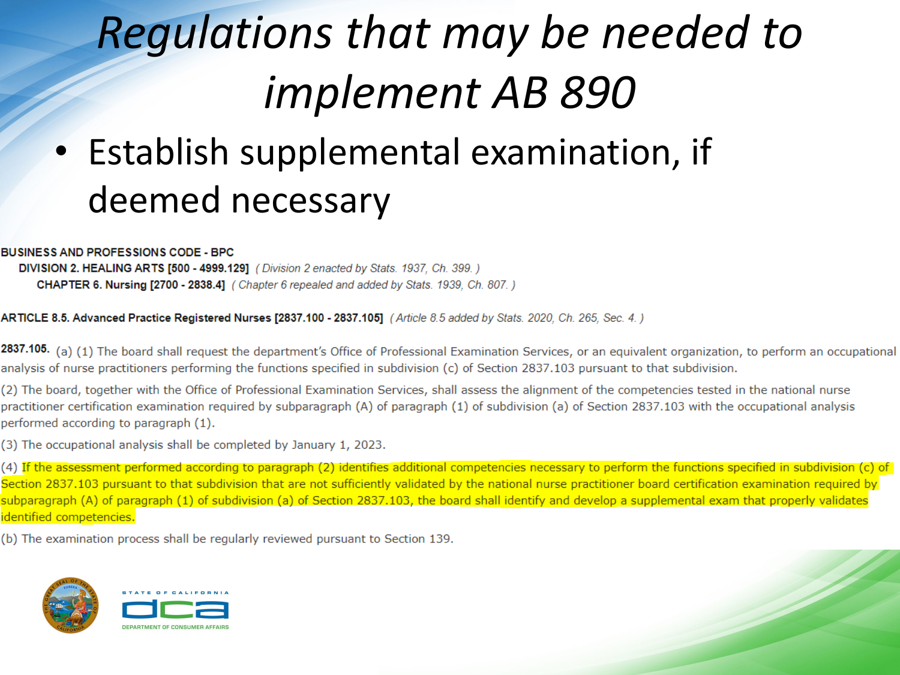# *Regulations that may be needed to implement AB 890*

- Establish supplemental examination, if deemed necessary

**BUSINESS AND PROFESSIONS CODE - BPC**

**DIVISION 2. HEALING ARTS [500 - 4999.129]** *( Division 2 enacted by Stats. 1937, Ch. 399. )*

**CHAPTER 6. Nursing [2700 - 2838.4]** *( Chapter 6 repealed and added by Stats. 1939, Ch. 807. )*

**ARTICLE 8.5. Advanced Practice Registered Nurses [2837.100 - 2837.105]** *( Article 8.5 added by Stats. 2020, Ch. 265, Sec. 4. )*

**2837.105.** (a) (1) The board shall request the department's Office of Professional Examination Services, or an equivalent organization, to perform an occupational analysis of nurse practitioners performing the functions specified in subdivision (c) of Section 2837.103 pursuant to that subdivision.

(2) The board, together with the Office of Professional Examination Services, shall assess the alignment of the competencies tested in the national nurse practitioner certification examination required by subparagraph (A) of paragraph (1) of subdivision (a) of Section 2837.103 with the occupational analysis performed according to paragraph (1).

(3) The occupational analysis shall be completed by January 1, 2023.

(4) If the assessment performed according to paragraph (2) identifies additional competencies necessary to perform the functions specified in subdivision (c) of Section 2837.103 pursuant to that subdivision that are not sufficiently validated by the national nurse practitioner board certification examination required by subparagraph (A) of paragraph (1) of subdivision (a) of Section 2837.103, the board shall identify and develop a supplemental exam that properly validates identified competencies.

(b) The examination process shall be regularly reviewed pursuant to Section 139.

STATE OF CALIFORNIA

DCA

DEPARTMENT OF CONSUMER AFFAIRS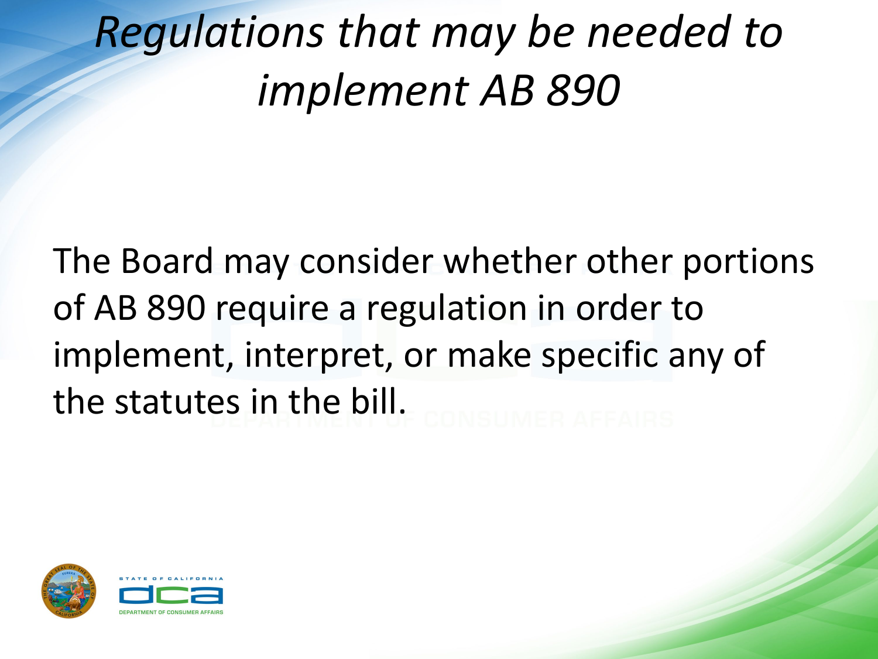# *Regulations that may be needed to implement AB 890*

The Board may consider whether other portions of AB 890 require a regulation in order to implement, interpret, or make specific any of the statutes in the bill.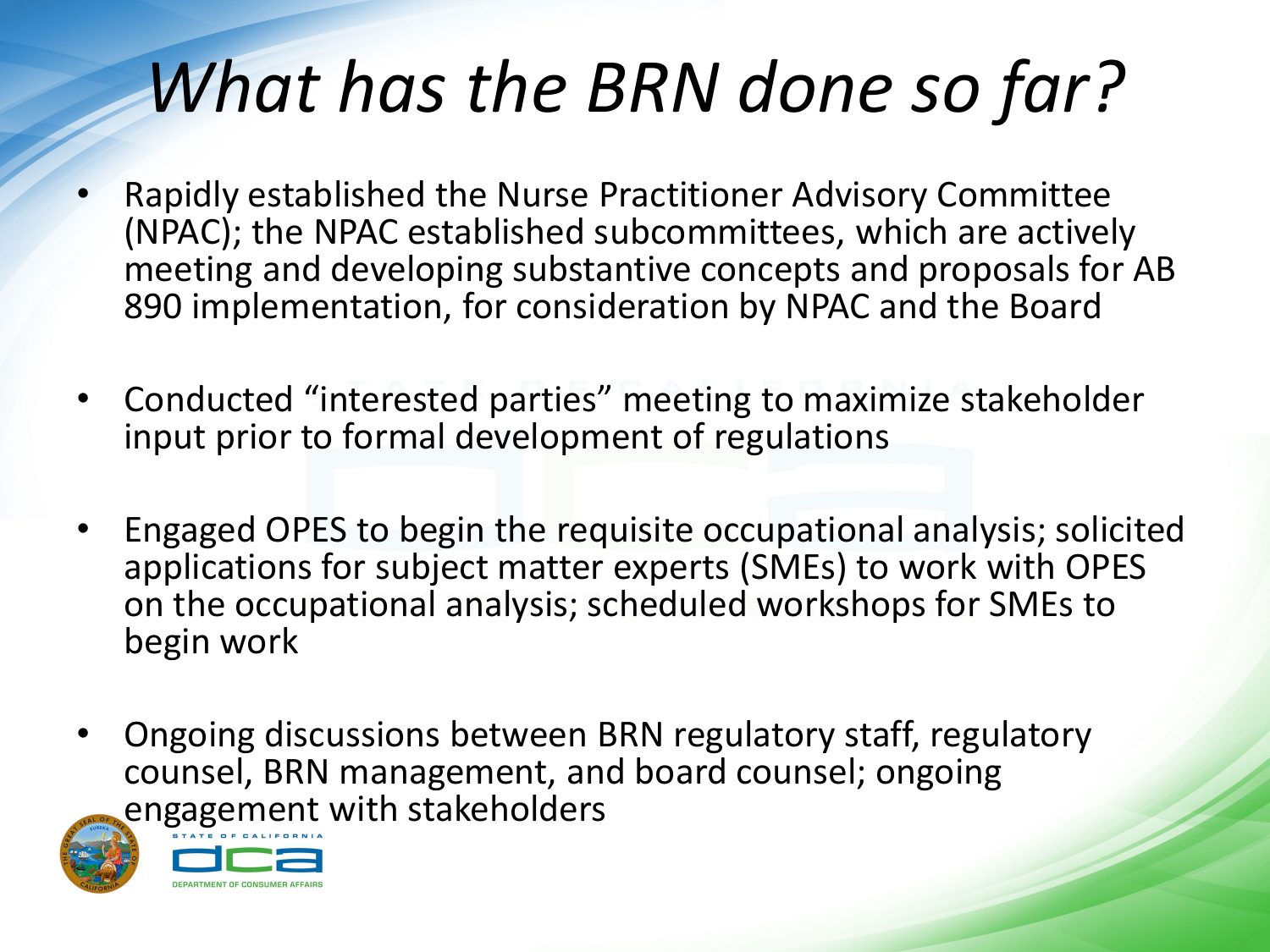# *What has the BRN done so far?*

- Rapidly established the Nurse Practitioner Advisory Committee (NPAC); the NPAC established subcommittees, which are actively meeting and developing substantive concepts and proposals for AB 890 implementation, for consideration by NPAC and the Board
- Conducted "interested parties" meeting to maximize stakeholder input prior to formal development of regulations
- Engaged OPES to begin the requisite occupational analysis; solicited applications for subject matter experts (SMEs) to work with OPES on the occupational analysis; scheduled workshops for SMEs to begin work
- Ongoing discussions between BRN regulatory staff, regulatory counsel, BRN management, and board counsel; ongoing engagement with stakeholders